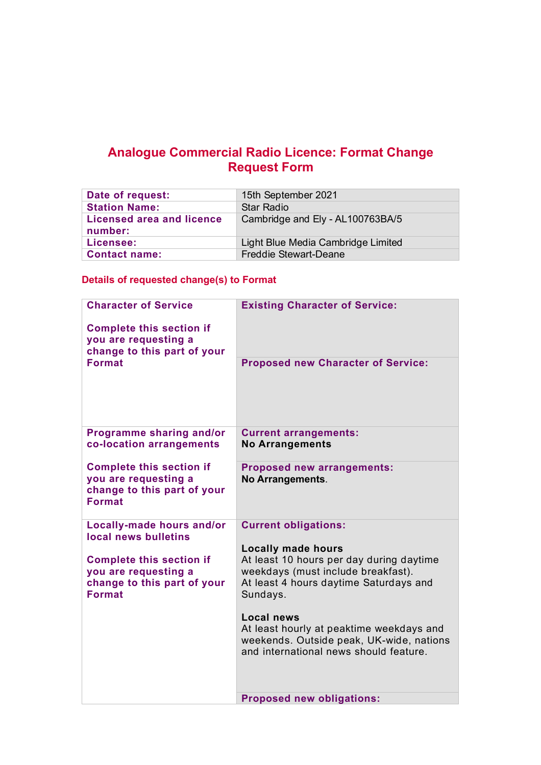# Analogue Commercial Radio Licence: Format Change Request Form

| | |
|---|---|
| **Date of request:** | 15th September 2021 |
| **Station Name:** | Star Radio |
| **Licensed area and licence number:** | Cambridge and Ely - AL100763BA/5 |
| **Licensee:** | Light Blue Media Cambridge Limited |
| **Contact name:** | Freddie Stewart-Deane |

## Details of requested change(s) to Format

| | |
|---|---|
| **Character of Service**<br><br>**Complete this section if you are requesting a change to this part of your Format** | **Existing Character of Service:** |
| | **Proposed new Character of Service:** |
| **Programme sharing and/or co-location arrangements**<br><br>**Complete this section if you are requesting a change to this part of your Format** | **Current arrangements:**<br>**No Arrangements** |
| | **Proposed new arrangements:**<br>**No Arrangements**. |
| **Locally-made hours and/or local news bulletins**<br><br>**Complete this section if you are requesting a change to this part of your Format** | **Current obligations:**<br><br>**Locally made hours**<br>At least 10 hours per day during daytime weekdays (must include breakfast).<br>At least 4 hours daytime Saturdays and Sundays.<br><br>**Local news**<br>At least hourly at peaktime weekdays and weekends. Outside peak, UK-wide, nations and international news should feature. |
| | **Proposed new obligations:** |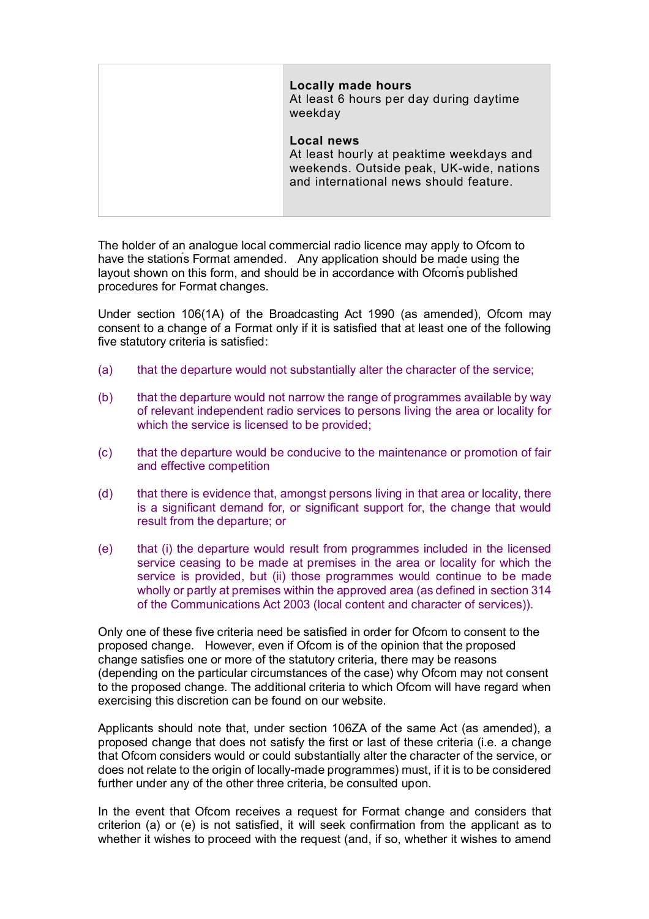| | **Locally made hours**<br>At least 6 hours per day during daytime weekday<br><br>**Local news**<br>At least hourly at peaktime weekdays and weekends. Outside peak, UK-wide, nations and international news should feature. |
|---|---|

The holder of an analogue local commercial radio licence may apply to Ofcom to have the station's Format amended. Any application should be made using the layout shown on this form, and should be in accordance with Ofcom's published procedures for Format changes.

Under section 106(1A) of the Broadcasting Act 1990 (as amended), Ofcom may consent to a change of a Format only if it is satisfied that at least one of the following five statutory criteria is satisfied:

(a) that the departure would not substantially alter the character of the service;

(b) that the departure would not narrow the range of programmes available by way of relevant independent radio services to persons living the area or locality for which the service is licensed to be provided;

(c) that the departure would be conducive to the maintenance or promotion of fair and effective competition

(d) that there is evidence that, amongst persons living in that area or locality, there is a significant demand for, or significant support for, the change that would result from the departure; or

(e) that (i) the departure would result from programmes included in the licensed service ceasing to be made at premises in the area or locality for which the service is provided, but (ii) those programmes would continue to be made wholly or partly at premises within the approved area (as defined in section 314 of the Communications Act 2003 (local content and character of services)).

Only one of these five criteria need be satisfied in order for Ofcom to consent to the proposed change. However, even if Ofcom is of the opinion that the proposed change satisfies one or more of the statutory criteria, there may be reasons (depending on the particular circumstances of the case) why Ofcom may not consent to the proposed change. The additional criteria to which Ofcom will have regard when exercising this discretion can be found on our website.

Applicants should note that, under section 106ZA of the same Act (as amended), a proposed change that does not satisfy the first or last of these criteria (i.e. a change that Ofcom considers would or could substantially alter the character of the service, or does not relate to the origin of locally-made programmes) must, if it is to be considered further under any of the other three criteria, be consulted upon.

In the event that Ofcom receives a request for Format change and considers that criterion (a) or (e) is not satisfied, it will seek confirmation from the applicant as to whether it wishes to proceed with the request (and, if so, whether it wishes to amend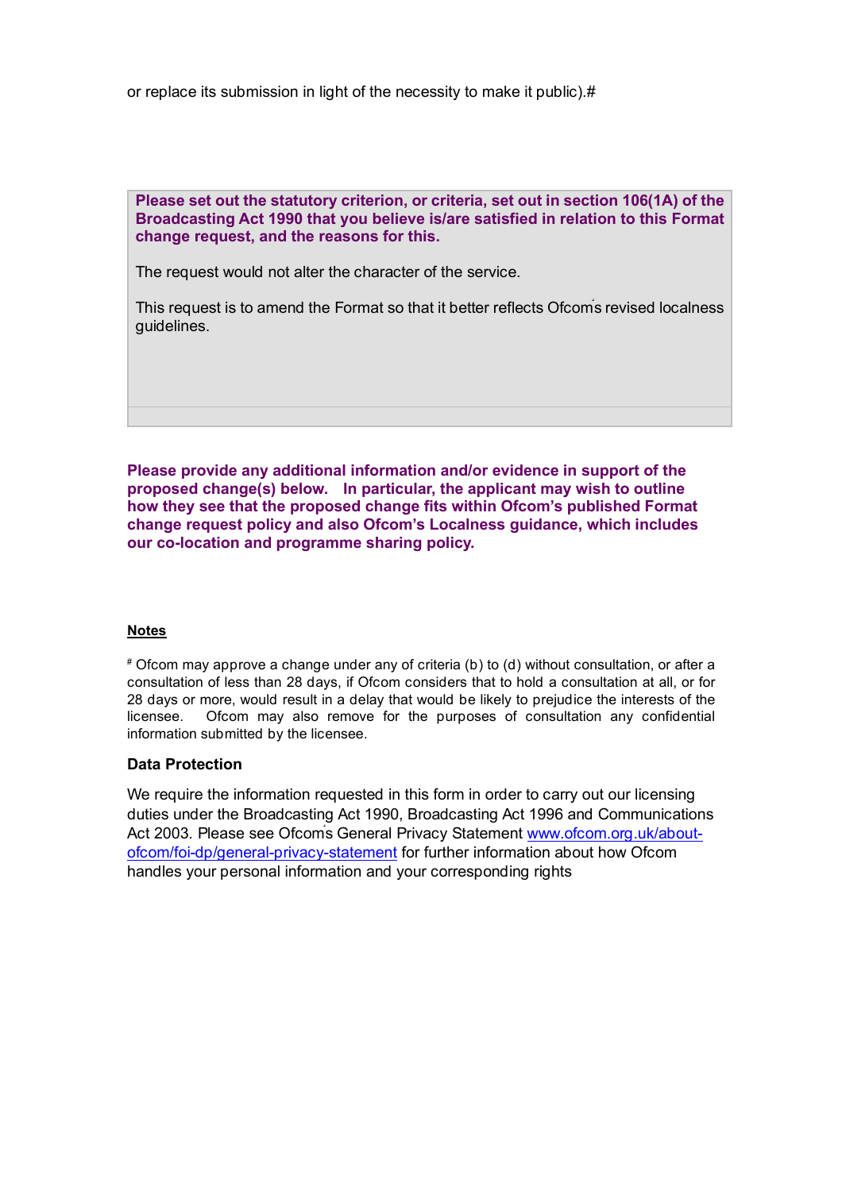or replace its submission in light of the necessity to make it public).#

| **Please set out the statutory criterion, or criteria, set out in section 106(1A) of the Broadcasting Act 1990 that you believe is/are satisfied in relation to this Format change request, and the reasons for this.**<br><br>The request would not alter the character of the service.<br><br>This request is to amend the Format so that it better reflects Ofcom's revised localness guidelines. |
|---|
| |

**Please provide any additional information and/or evidence in support of the proposed change(s) below. In particular, the applicant may wish to outline how they see that the proposed change fits within Ofcom's published Format change request policy and also Ofcom's Localness guidance, which includes our co-location and programme sharing policy.**

**Notes**

# Ofcom may approve a change under any of criteria (b) to (d) without consultation, or after a consultation of less than 28 days, if Ofcom considers that to hold a consultation at all, or for 28 days or more, would result in a delay that would be likely to prejudice the interests of the licensee. Ofcom may also remove for the purposes of consultation any confidential information submitted by the licensee.

**Data Protection**

We require the information requested in this form in order to carry out our licensing duties under the Broadcasting Act 1990, Broadcasting Act 1996 and Communications Act 2003. Please see Ofcom's General Privacy Statement www.ofcom.org.uk/about-ofcom/foi-dp/general-privacy-statement for further information about how Ofcom handles your personal information and your corresponding rights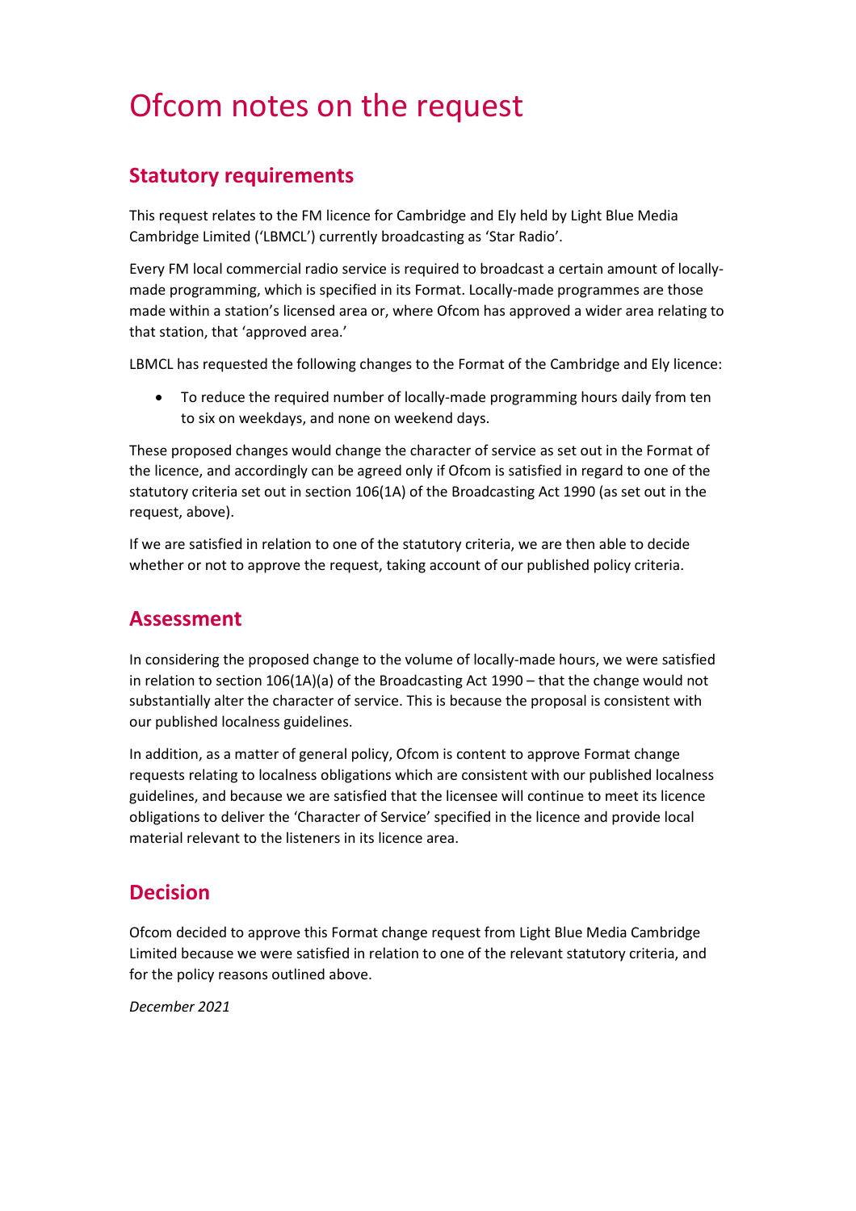# Ofcom notes on the request

## Statutory requirements

This request relates to the FM licence for Cambridge and Ely held by Light Blue Media Cambridge Limited ('LBMCL') currently broadcasting as 'Star Radio'.

Every FM local commercial radio service is required to broadcast a certain amount of locally-made programming, which is specified in its Format. Locally-made programmes are those made within a station's licensed area or, where Ofcom has approved a wider area relating to that station, that 'approved area.'

LBMCL has requested the following changes to the Format of the Cambridge and Ely licence:

- To reduce the required number of locally-made programming hours daily from ten to six on weekdays, and none on weekend days.

These proposed changes would change the character of service as set out in the Format of the licence, and accordingly can be agreed only if Ofcom is satisfied in regard to one of the statutory criteria set out in section 106(1A) of the Broadcasting Act 1990 (as set out in the request, above).

If we are satisfied in relation to one of the statutory criteria, we are then able to decide whether or not to approve the request, taking account of our published policy criteria.

## Assessment

In considering the proposed change to the volume of locally-made hours, we were satisfied in relation to section 106(1A)(a) of the Broadcasting Act 1990 – that the change would not substantially alter the character of service. This is because the proposal is consistent with our published localness guidelines.

In addition, as a matter of general policy, Ofcom is content to approve Format change requests relating to localness obligations which are consistent with our published localness guidelines, and because we are satisfied that the licensee will continue to meet its licence obligations to deliver the 'Character of Service' specified in the licence and provide local material relevant to the listeners in its licence area.

## Decision

Ofcom decided to approve this Format change request from Light Blue Media Cambridge Limited because we were satisfied in relation to one of the relevant statutory criteria, and for the policy reasons outlined above.

*December 2021*